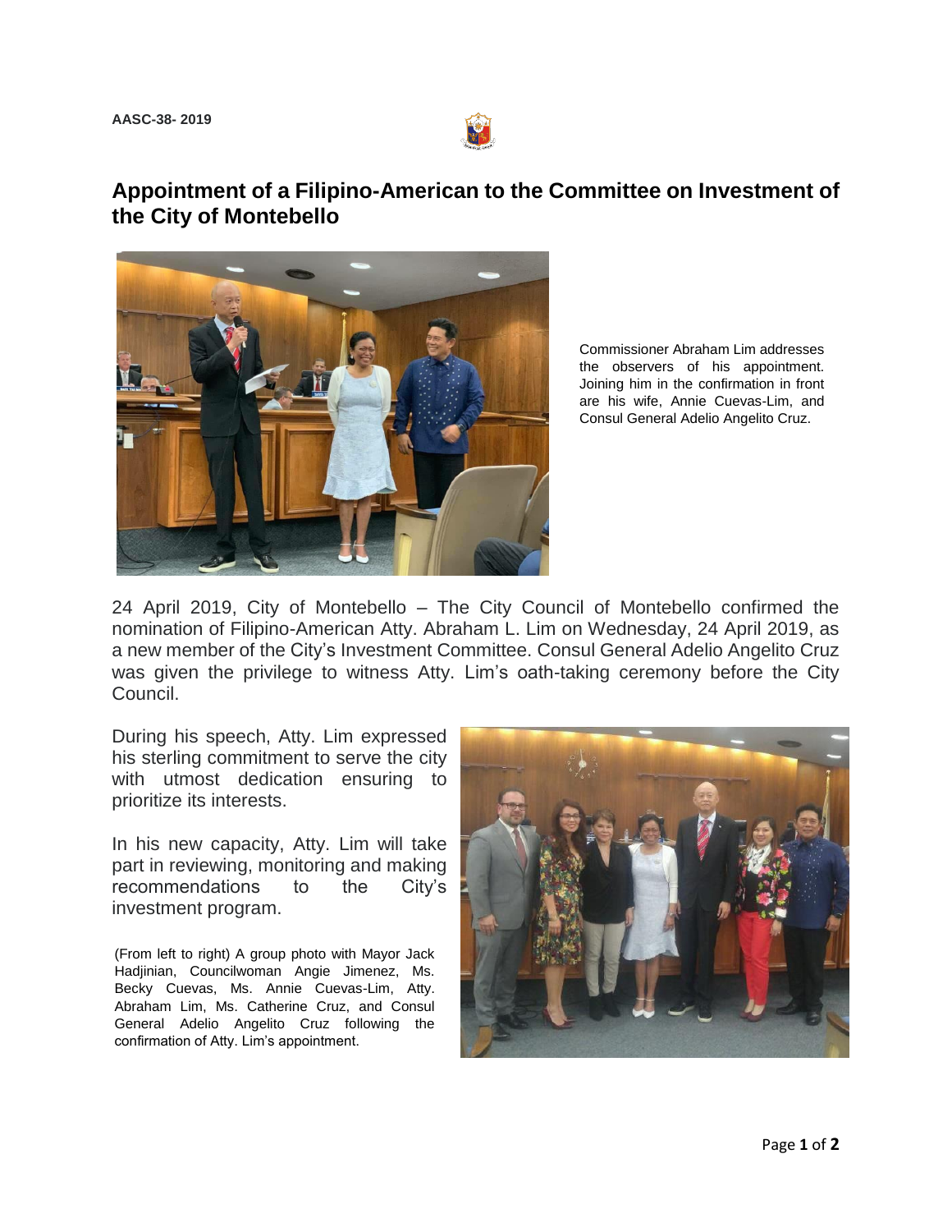AASC-38- 2019

# Appointment of a Filipino-American to the Committee on Investment of the City of Montebello

Commissioner Abraham Lim addresses the observers of his appointment. Joining him in the confirmation in front are his wife, Annie Cuevas-Lim, and Consul General Adelio Angelito Cruz.

24 April 2019, City of Montebello – The City Council of Montebello confirmed the nomination of Filipino-American Atty. Abraham L. Lim on Wednesday, 24 April 2019, as a new member of the City's Investment Committee. Consul General Adelio Angelito Cruz was given the privilege to witness Atty. Lim's oath-taking ceremony before the City Council.

During his speech, Atty. Lim expressed his sterling commitment to serve the city with utmost dedication ensuring to prioritize its interests.

In his new capacity, Atty. Lim will take part in reviewing, monitoring and making recommendations to the City's investment program.

(From left to right) A group photo with Mayor Jack Hadjinian, Councilwoman Angie Jimenez, Ms. Becky Cuevas, Ms. Annie Cuevas-Lim, Atty. Abraham Lim, Ms. Catherine Cruz, and Consul General Adelio Angelito Cruz following the confirmation of Atty. Lim's appointment.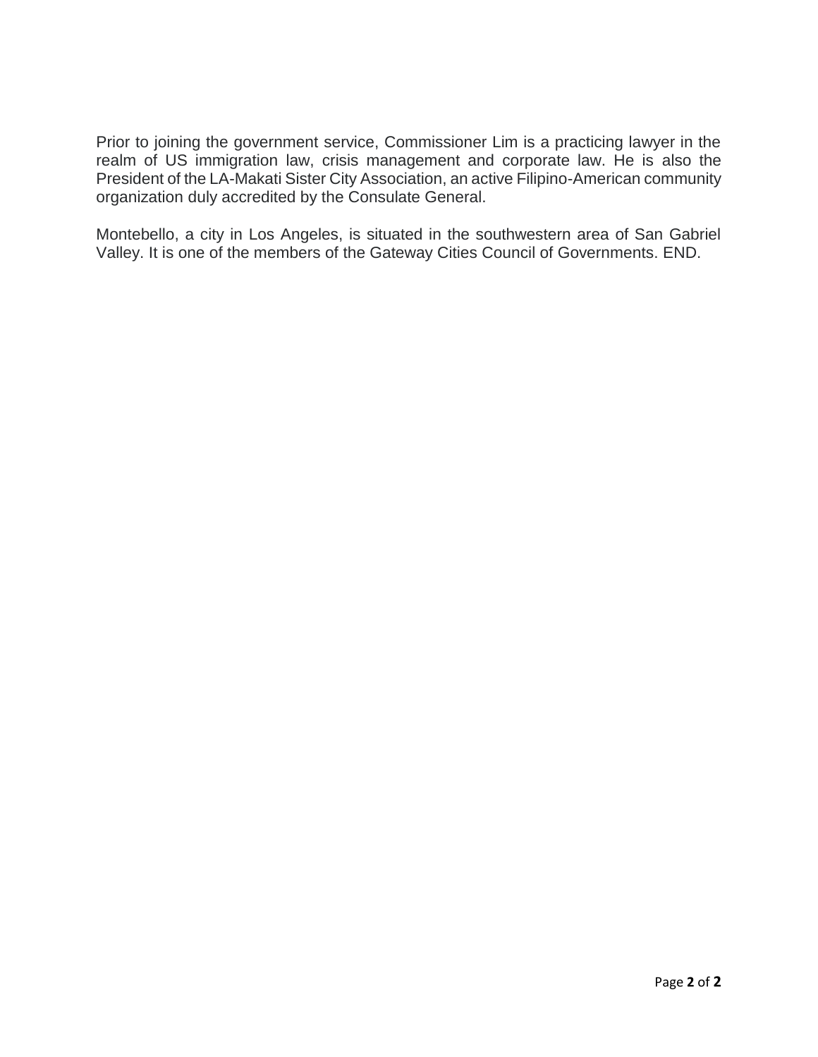Prior to joining the government service, Commissioner Lim is a practicing lawyer in the realm of US immigration law, crisis management and corporate law. He is also the President of the LA-Makati Sister City Association, an active Filipino-American community organization duly accredited by the Consulate General.

Montebello, a city in Los Angeles, is situated in the southwestern area of San Gabriel Valley. It is one of the members of the Gateway Cities Council of Governments. END.